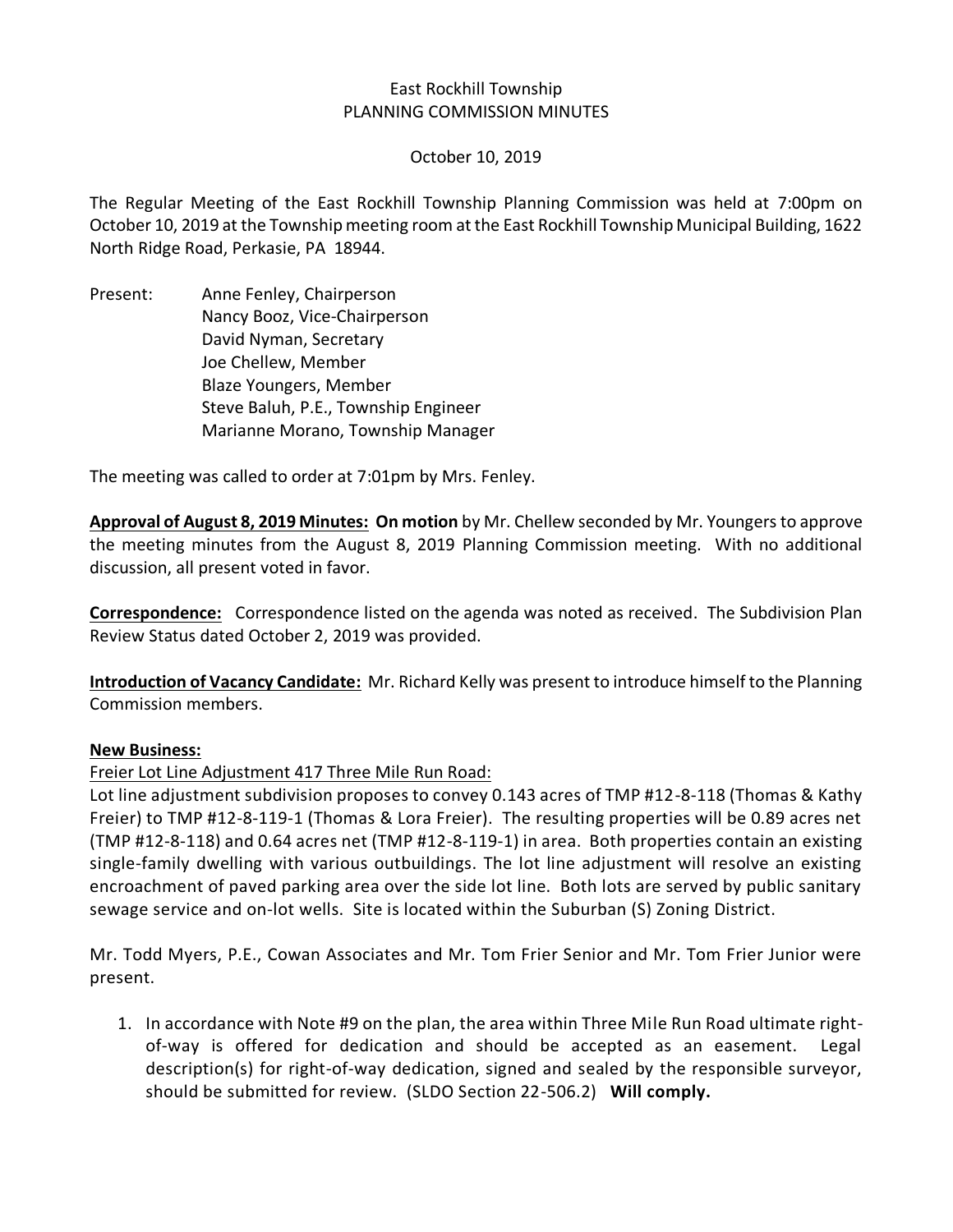East Rockhill Township
PLANNING COMMISSION MINUTES

October 10, 2019

The Regular Meeting of the East Rockhill Township Planning Commission was held at 7:00pm on October 10, 2019 at the Township meeting room at the East Rockhill Township Municipal Building, 1622 North Ridge Road, Perkasie, PA 18944.

Present: Anne Fenley, Chairperson
Nancy Booz, Vice-Chairperson
David Nyman, Secretary
Joe Chellew, Member
Blaze Youngers, Member
Steve Baluh, P.E., Township Engineer
Marianne Morano, Township Manager

The meeting was called to order at 7:01pm by Mrs. Fenley.

**Approval of August 8, 2019 Minutes: On motion** by Mr. Chellew seconded by Mr. Youngers to approve the meeting minutes from the August 8, 2019 Planning Commission meeting. With no additional discussion, all present voted in favor.

**Correspondence:** Correspondence listed on the agenda was noted as received. The Subdivision Plan Review Status dated October 2, 2019 was provided.

**Introduction of Vacancy Candidate:** Mr. Richard Kelly was present to introduce himself to the Planning Commission members.

**New Business:**

Freier Lot Line Adjustment 417 Three Mile Run Road:

Lot line adjustment subdivision proposes to convey 0.143 acres of TMP #12-8-118 (Thomas & Kathy Freier) to TMP #12-8-119-1 (Thomas & Lora Freier). The resulting properties will be 0.89 acres net (TMP #12-8-118) and 0.64 acres net (TMP #12-8-119-1) in area. Both properties contain an existing single-family dwelling with various outbuildings. The lot line adjustment will resolve an existing encroachment of paved parking area over the side lot line. Both lots are served by public sanitary sewage service and on-lot wells. Site is located within the Suburban (S) Zoning District.

Mr. Todd Myers, P.E., Cowan Associates and Mr. Tom Frier Senior and Mr. Tom Frier Junior were present.

1. In accordance with Note #9 on the plan, the area within Three Mile Run Road ultimate right-of-way is offered for dedication and should be accepted as an easement. Legal description(s) for right-of-way dedication, signed and sealed by the responsible surveyor, should be submitted for review. (SLDO Section 22-506.2) **Will comply.**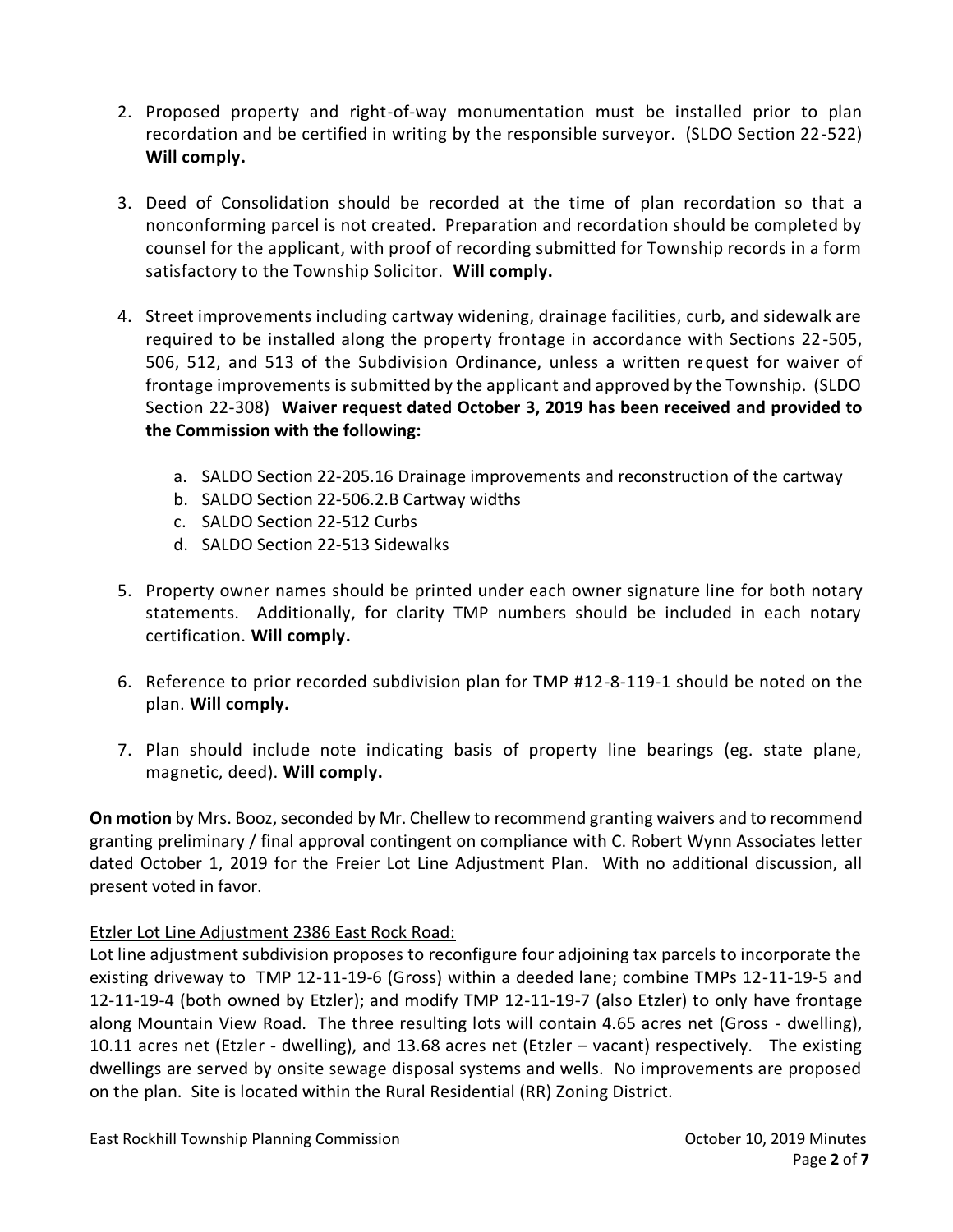2. Proposed property and right-of-way monumentation must be installed prior to plan recordation and be certified in writing by the responsible surveyor. (SLDO Section 22-522) **Will comply.**

3. Deed of Consolidation should be recorded at the time of plan recordation so that a nonconforming parcel is not created. Preparation and recordation should be completed by counsel for the applicant, with proof of recording submitted for Township records in a form satisfactory to the Township Solicitor. **Will comply.**

4. Street improvements including cartway widening, drainage facilities, curb, and sidewalk are required to be installed along the property frontage in accordance with Sections 22-505, 506, 512, and 513 of the Subdivision Ordinance, unless a written request for waiver of frontage improvements is submitted by the applicant and approved by the Township. (SLDO Section 22-308) **Waiver request dated October 3, 2019 has been received and provided to the Commission with the following:**

   a. SALDO Section 22-205.16 Drainage improvements and reconstruction of the cartway
   b. SALDO Section 22-506.2.B Cartway widths
   c. SALDO Section 22-512 Curbs
   d. SALDO Section 22-513 Sidewalks

5. Property owner names should be printed under each owner signature line for both notary statements. Additionally, for clarity TMP numbers should be included in each notary certification. **Will comply.**

6. Reference to prior recorded subdivision plan for TMP #12-8-119-1 should be noted on the plan. **Will comply.**

7. Plan should include note indicating basis of property line bearings (eg. state plane, magnetic, deed). **Will comply.**

**On motion** by Mrs. Booz, seconded by Mr. Chellew to recommend granting waivers and to recommend granting preliminary / final approval contingent on compliance with C. Robert Wynn Associates letter dated October 1, 2019 for the Freier Lot Line Adjustment Plan. With no additional discussion, all present voted in favor.

Etzler Lot Line Adjustment 2386 East Rock Road:

Lot line adjustment subdivision proposes to reconfigure four adjoining tax parcels to incorporate the existing driveway to TMP 12-11-19-6 (Gross) within a deeded lane; combine TMPs 12-11-19-5 and 12-11-19-4 (both owned by Etzler); and modify TMP 12-11-19-7 (also Etzler) to only have frontage along Mountain View Road. The three resulting lots will contain 4.65 acres net (Gross - dwelling), 10.11 acres net (Etzler - dwelling), and 13.68 acres net (Etzler – vacant) respectively. The existing dwellings are served by onsite sewage disposal systems and wells. No improvements are proposed on the plan. Site is located within the Rural Residential (RR) Zoning District.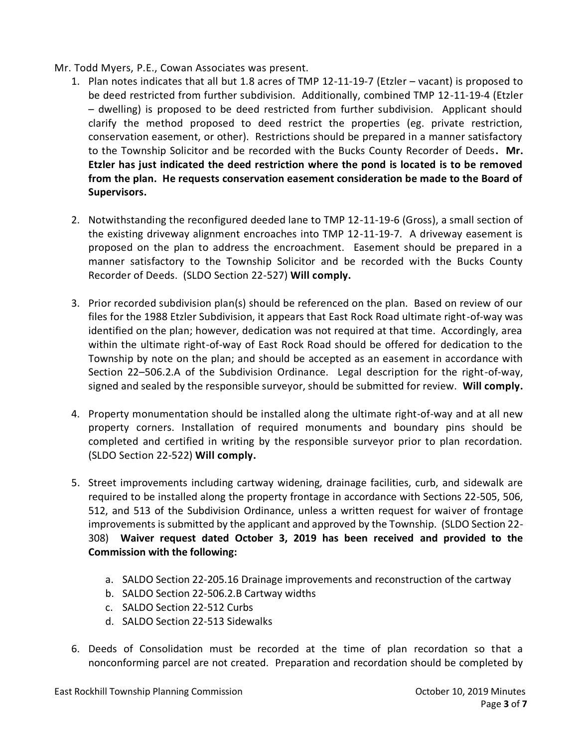Mr. Todd Myers, P.E., Cowan Associates was present.

1. Plan notes indicates that all but 1.8 acres of TMP 12-11-19-7 (Etzler – vacant) is proposed to be deed restricted from further subdivision. Additionally, combined TMP 12-11-19-4 (Etzler – dwelling) is proposed to be deed restricted from further subdivision. Applicant should clarify the method proposed to deed restrict the properties (eg. private restriction, conservation easement, or other). Restrictions should be prepared in a manner satisfactory to the Township Solicitor and be recorded with the Bucks County Recorder of Deeds**. Mr. Etzler has just indicated the deed restriction where the pond is located is to be removed from the plan. He requests conservation easement consideration be made to the Board of Supervisors.**

2. Notwithstanding the reconfigured deeded lane to TMP 12-11-19-6 (Gross), a small section of the existing driveway alignment encroaches into TMP 12-11-19-7. A driveway easement is proposed on the plan to address the encroachment. Easement should be prepared in a manner satisfactory to the Township Solicitor and be recorded with the Bucks County Recorder of Deeds. (SLDO Section 22-527) **Will comply.**

3. Prior recorded subdivision plan(s) should be referenced on the plan. Based on review of our files for the 1988 Etzler Subdivision, it appears that East Rock Road ultimate right-of-way was identified on the plan; however, dedication was not required at that time. Accordingly, area within the ultimate right-of-way of East Rock Road should be offered for dedication to the Township by note on the plan; and should be accepted as an easement in accordance with Section 22–506.2.A of the Subdivision Ordinance. Legal description for the right-of-way, signed and sealed by the responsible surveyor, should be submitted for review. **Will comply.**

4. Property monumentation should be installed along the ultimate right-of-way and at all new property corners. Installation of required monuments and boundary pins should be completed and certified in writing by the responsible surveyor prior to plan recordation. (SLDO Section 22-522) **Will comply.**

5. Street improvements including cartway widening, drainage facilities, curb, and sidewalk are required to be installed along the property frontage in accordance with Sections 22-505, 506, 512, and 513 of the Subdivision Ordinance, unless a written request for waiver of frontage improvements is submitted by the applicant and approved by the Township. (SLDO Section 22-308) **Waiver request dated October 3, 2019 has been received and provided to the Commission with the following:**

   a. SALDO Section 22-205.16 Drainage improvements and reconstruction of the cartway
   b. SALDO Section 22-506.2.B Cartway widths
   c. SALDO Section 22-512 Curbs
   d. SALDO Section 22-513 Sidewalks

6. Deeds of Consolidation must be recorded at the time of plan recordation so that a nonconforming parcel are not created. Preparation and recordation should be completed by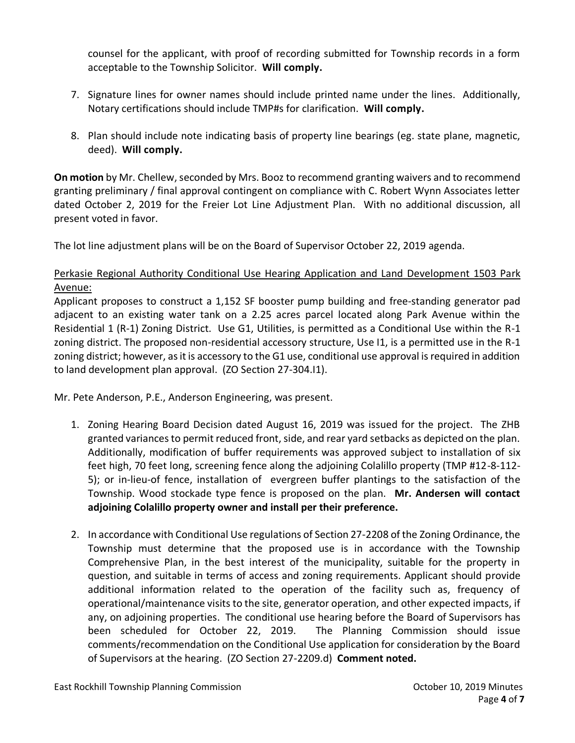counsel for the applicant, with proof of recording submitted for Township records in a form acceptable to the Township Solicitor. **Will comply.**

7. Signature lines for owner names should include printed name under the lines. Additionally, Notary certifications should include TMP#s for clarification. **Will comply.**

8. Plan should include note indicating basis of property line bearings (eg. state plane, magnetic, deed). **Will comply.**

**On motion** by Mr. Chellew, seconded by Mrs. Booz to recommend granting waivers and to recommend granting preliminary / final approval contingent on compliance with C. Robert Wynn Associates letter dated October 2, 2019 for the Freier Lot Line Adjustment Plan. With no additional discussion, all present voted in favor.

The lot line adjustment plans will be on the Board of Supervisor October 22, 2019 agenda.

<u>Perkasie Regional Authority Conditional Use Hearing Application and Land Development 1503 Park Avenue:</u>

Applicant proposes to construct a 1,152 SF booster pump building and free-standing generator pad adjacent to an existing water tank on a 2.25 acres parcel located along Park Avenue within the Residential 1 (R-1) Zoning District. Use G1, Utilities, is permitted as a Conditional Use within the R-1 zoning district. The proposed non-residential accessory structure, Use I1, is a permitted use in the R-1 zoning district; however, as it is accessory to the G1 use, conditional use approval is required in addition to land development plan approval. (ZO Section 27-304.I1).

Mr. Pete Anderson, P.E., Anderson Engineering, was present.

1. Zoning Hearing Board Decision dated August 16, 2019 was issued for the project. The ZHB granted variances to permit reduced front, side, and rear yard setbacks as depicted on the plan. Additionally, modification of buffer requirements was approved subject to installation of six feet high, 70 feet long, screening fence along the adjoining Colalillo property (TMP #12-8-112-5); or in-lieu-of fence, installation of evergreen buffer plantings to the satisfaction of the Township. Wood stockade type fence is proposed on the plan. **Mr. Andersen will contact adjoining Colalillo property owner and install per their preference.**

2. In accordance with Conditional Use regulations of Section 27-2208 of the Zoning Ordinance, the Township must determine that the proposed use is in accordance with the Township Comprehensive Plan, in the best interest of the municipality, suitable for the property in question, and suitable in terms of access and zoning requirements. Applicant should provide additional information related to the operation of the facility such as, frequency of operational/maintenance visits to the site, generator operation, and other expected impacts, if any, on adjoining properties. The conditional use hearing before the Board of Supervisors has been scheduled for October 22, 2019. The Planning Commission should issue comments/recommendation on the Conditional Use application for consideration by the Board of Supervisors at the hearing. (ZO Section 27-2209.d) **Comment noted.**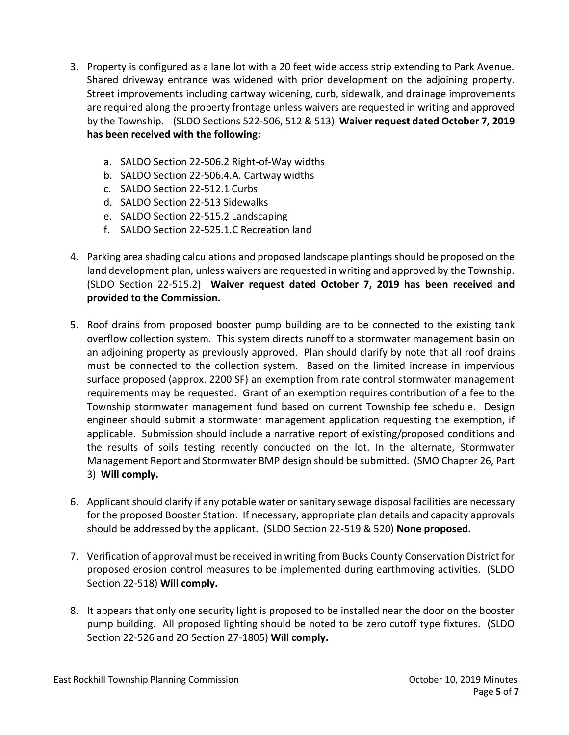3. Property is configured as a lane lot with a 20 feet wide access strip extending to Park Avenue. Shared driveway entrance was widened with prior development on the adjoining property. Street improvements including cartway widening, curb, sidewalk, and drainage improvements are required along the property frontage unless waivers are requested in writing and approved by the Township. (SLDO Sections 522-506, 512 & 513) **Waiver request dated October 7, 2019 has been received with the following:**

   a. SALDO Section 22-506.2 Right-of-Way widths
   b. SALDO Section 22-506.4.A. Cartway widths
   c. SALDO Section 22-512.1 Curbs
   d. SALDO Section 22-513 Sidewalks
   e. SALDO Section 22-515.2 Landscaping
   f. SALDO Section 22-525.1.C Recreation land

4. Parking area shading calculations and proposed landscape plantings should be proposed on the land development plan, unless waivers are requested in writing and approved by the Township. (SLDO Section 22-515.2) **Waiver request dated October 7, 2019 has been received and provided to the Commission.**

5. Roof drains from proposed booster pump building are to be connected to the existing tank overflow collection system. This system directs runoff to a stormwater management basin on an adjoining property as previously approved. Plan should clarify by note that all roof drains must be connected to the collection system. Based on the limited increase in impervious surface proposed (approx. 2200 SF) an exemption from rate control stormwater management requirements may be requested. Grant of an exemption requires contribution of a fee to the Township stormwater management fund based on current Township fee schedule. Design engineer should submit a stormwater management application requesting the exemption, if applicable. Submission should include a narrative report of existing/proposed conditions and the results of soils testing recently conducted on the lot. In the alternate, Stormwater Management Report and Stormwater BMP design should be submitted. (SMO Chapter 26, Part 3) **Will comply.**

6. Applicant should clarify if any potable water or sanitary sewage disposal facilities are necessary for the proposed Booster Station. If necessary, appropriate plan details and capacity approvals should be addressed by the applicant. (SLDO Section 22-519 & 520) **None proposed.**

7. Verification of approval must be received in writing from Bucks County Conservation District for proposed erosion control measures to be implemented during earthmoving activities. (SLDO Section 22-518) **Will comply.**

8. It appears that only one security light is proposed to be installed near the door on the booster pump building. All proposed lighting should be noted to be zero cutoff type fixtures. (SLDO Section 22-526 and ZO Section 27-1805) **Will comply.**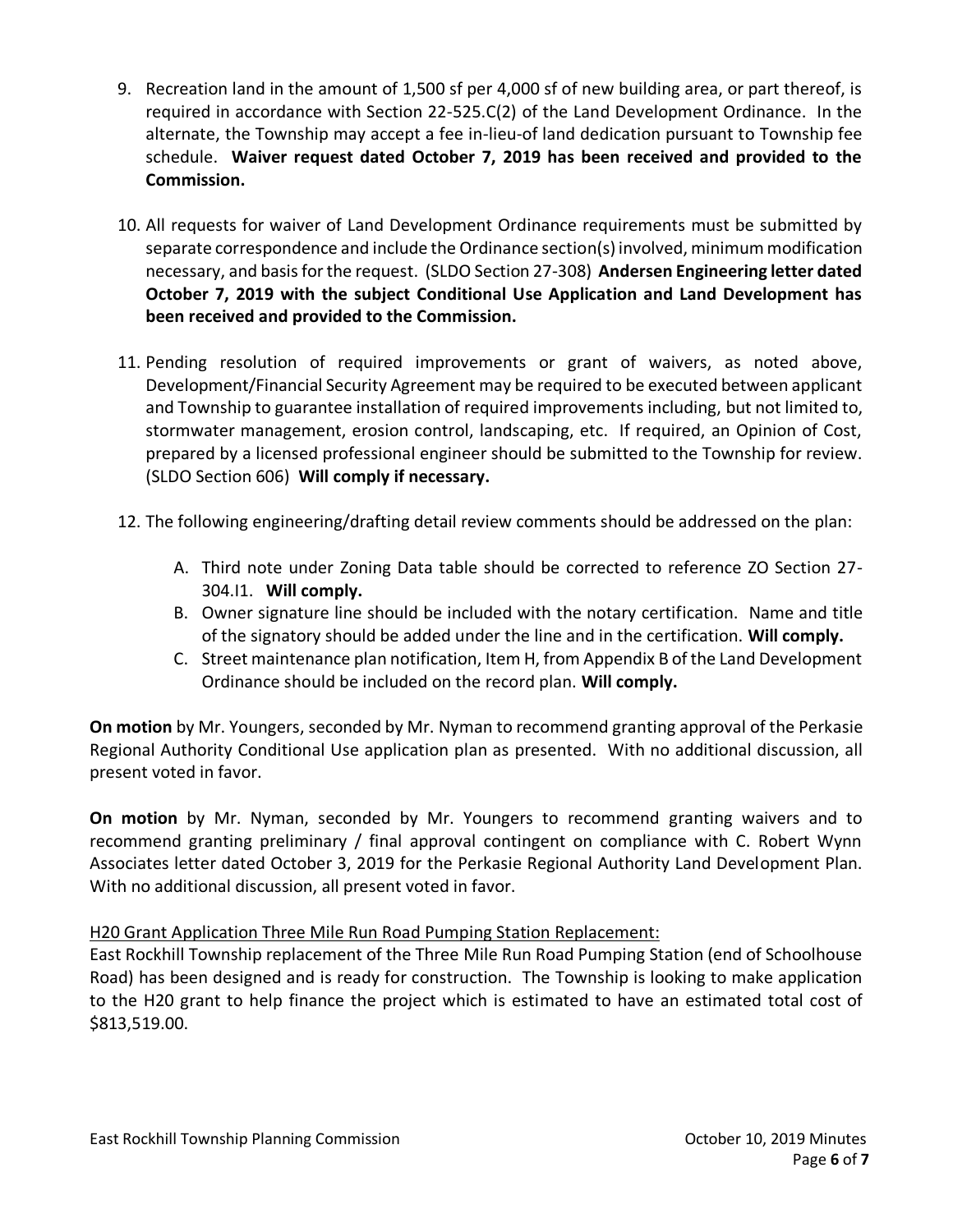9. Recreation land in the amount of 1,500 sf per 4,000 sf of new building area, or part thereof, is required in accordance with Section 22-525.C(2) of the Land Development Ordinance. In the alternate, the Township may accept a fee in-lieu-of land dedication pursuant to Township fee schedule. **Waiver request dated October 7, 2019 has been received and provided to the Commission.**

10. All requests for waiver of Land Development Ordinance requirements must be submitted by separate correspondence and include the Ordinance section(s) involved, minimum modification necessary, and basis for the request. (SLDO Section 27-308) **Andersen Engineering letter dated October 7, 2019 with the subject Conditional Use Application and Land Development has been received and provided to the Commission.**

11. Pending resolution of required improvements or grant of waivers, as noted above, Development/Financial Security Agreement may be required to be executed between applicant and Township to guarantee installation of required improvements including, but not limited to, stormwater management, erosion control, landscaping, etc. If required, an Opinion of Cost, prepared by a licensed professional engineer should be submitted to the Township for review. (SLDO Section 606) **Will comply if necessary.**

12. The following engineering/drafting detail review comments should be addressed on the plan:

    A. Third note under Zoning Data table should be corrected to reference ZO Section 27-304.I1. **Will comply.**
    
    B. Owner signature line should be included with the notary certification. Name and title of the signatory should be added under the line and in the certification. **Will comply.**
    
    C. Street maintenance plan notification, Item H, from Appendix B of the Land Development Ordinance should be included on the record plan. **Will comply.**

**On motion** by Mr. Youngers, seconded by Mr. Nyman to recommend granting approval of the Perkasie Regional Authority Conditional Use application plan as presented. With no additional discussion, all present voted in favor.

**On motion** by Mr. Nyman, seconded by Mr. Youngers to recommend granting waivers and to recommend granting preliminary / final approval contingent on compliance with C. Robert Wynn Associates letter dated October 3, 2019 for the Perkasie Regional Authority Land Development Plan. With no additional discussion, all present voted in favor.

<u>H20 Grant Application Three Mile Run Road Pumping Station Replacement:</u>

East Rockhill Township replacement of the Three Mile Run Road Pumping Station (end of Schoolhouse Road) has been designed and is ready for construction. The Township is looking to make application to the H20 grant to help finance the project which is estimated to have an estimated total cost of $813,519.00.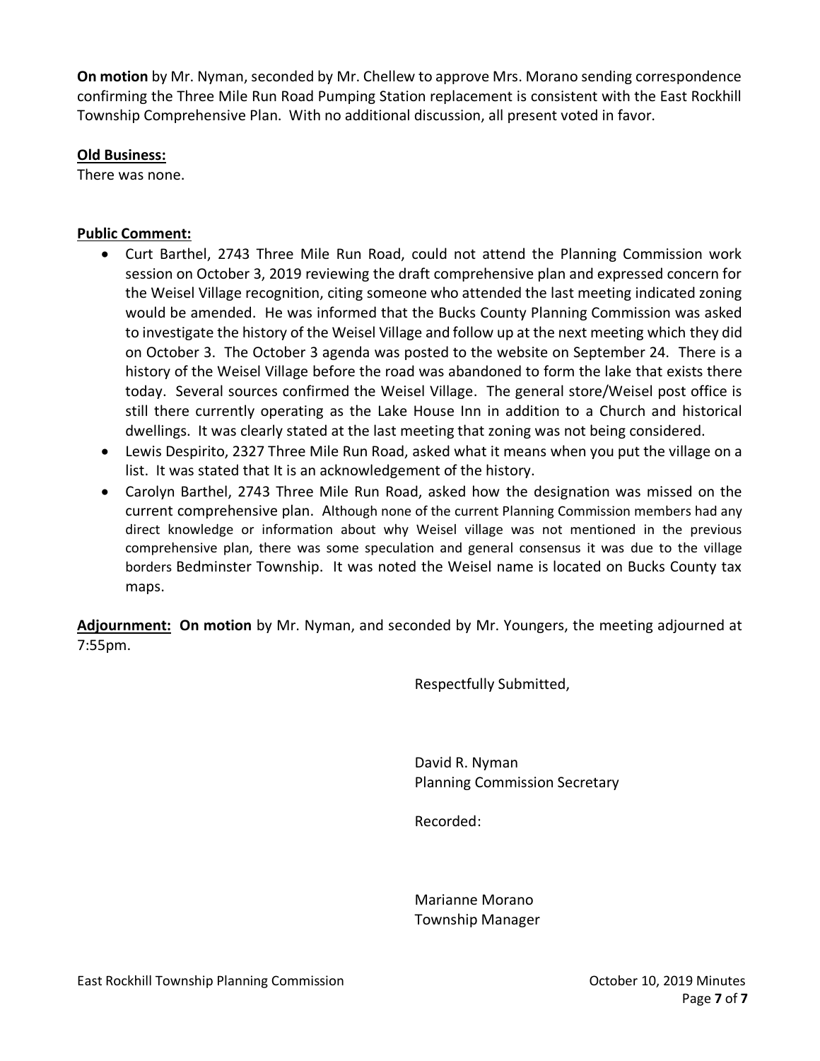**On motion** by Mr. Nyman, seconded by Mr. Chellew to approve Mrs. Morano sending correspondence confirming the Three Mile Run Road Pumping Station replacement is consistent with the East Rockhill Township Comprehensive Plan. With no additional discussion, all present voted in favor.

**Old Business:**

There was none.

**Public Comment:**

- Curt Barthel, 2743 Three Mile Run Road, could not attend the Planning Commission work session on October 3, 2019 reviewing the draft comprehensive plan and expressed concern for the Weisel Village recognition, citing someone who attended the last meeting indicated zoning would be amended. He was informed that the Bucks County Planning Commission was asked to investigate the history of the Weisel Village and follow up at the next meeting which they did on October 3. The October 3 agenda was posted to the website on September 24. There is a history of the Weisel Village before the road was abandoned to form the lake that exists there today. Several sources confirmed the Weisel Village. The general store/Weisel post office is still there currently operating as the Lake House Inn in addition to a Church and historical dwellings. It was clearly stated at the last meeting that zoning was not being considered.
- Lewis Despirito, 2327 Three Mile Run Road, asked what it means when you put the village on a list. It was stated that It is an acknowledgement of the history.
- Carolyn Barthel, 2743 Three Mile Run Road, asked how the designation was missed on the current comprehensive plan. Although none of the current Planning Commission members had any direct knowledge or information about why Weisel village was not mentioned in the previous comprehensive plan, there was some speculation and general consensus it was due to the village borders Bedminster Township. It was noted the Weisel name is located on Bucks County tax maps.

**Adjournment: On motion** by Mr. Nyman, and seconded by Mr. Youngers, the meeting adjourned at 7:55pm.

Respectfully Submitted,

David R. Nyman
Planning Commission Secretary

Recorded:

Marianne Morano
Township Manager